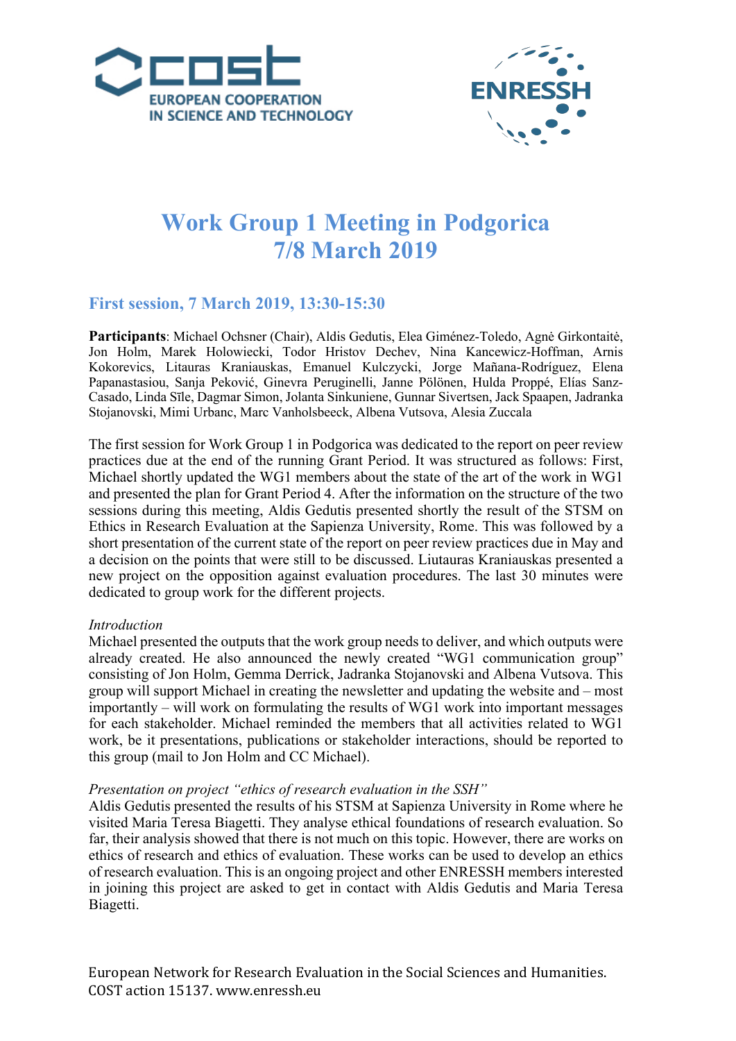# Work Group 1 Meeting in Podgorica 7/8 March 2019

## First session, 7 March 2019, 13:30-15:30

**Participants**: Michael Ochsner (Chair), Aldis Gedutis, Elea Giménez-Toledo, Agnė Girkontaitė, Jon Holm, Marek Holowiecki, Todor Hristov Dechev, Nina Kancewicz-Hoffman, Arnis Kokorevics, Litauras Kraniauskas, Emanuel Kulczycki, Jorge Mañana-Rodríguez, Elena Papanastasiou, Sanja Peković, Ginevra Peruginelli, Janne Pölönen, Hulda Proppé, Elías Sanz-Casado, Linda Sīle, Dagmar Simon, Jolanta Sinkuniene, Gunnar Sivertsen, Jack Spaapen, Jadranka Stojanovski, Mimi Urbanc, Marc Vanholsbeeck, Albena Vutsova, Alesia Zuccala

The first session for Work Group 1 in Podgorica was dedicated to the report on peer review practices due at the end of the running Grant Period. It was structured as follows: First, Michael shortly updated the WG1 members about the state of the art of the work in WG1 and presented the plan for Grant Period 4. After the information on the structure of the two sessions during this meeting, Aldis Gedutis presented shortly the result of the STSM on Ethics in Research Evaluation at the Sapienza University, Rome. This was followed by a short presentation of the current state of the report on peer review practices due in May and a decision on the points that were still to be discussed. Liutauras Kraniauskas presented a new project on the opposition against evaluation procedures. The last 30 minutes were dedicated to group work for the different projects.

*Introduction*

Michael presented the outputs that the work group needs to deliver, and which outputs were already created. He also announced the newly created "WG1 communication group" consisting of Jon Holm, Gemma Derrick, Jadranka Stojanovski and Albena Vutsova. This group will support Michael in creating the newsletter and updating the website and – most importantly – will work on formulating the results of WG1 work into important messages for each stakeholder. Michael reminded the members that all activities related to WG1 work, be it presentations, publications or stakeholder interactions, should be reported to this group (mail to Jon Holm and CC Michael).

*Presentation on project "ethics of research evaluation in the SSH"*

Aldis Gedutis presented the results of his STSM at Sapienza University in Rome where he visited Maria Teresa Biagetti. They analyse ethical foundations of research evaluation. So far, their analysis showed that there is not much on this topic. However, there are works on ethics of research and ethics of evaluation. These works can be used to develop an ethics of research evaluation. This is an ongoing project and other ENRESSH members interested in joining this project are asked to get in contact with Aldis Gedutis and Maria Teresa Biagetti.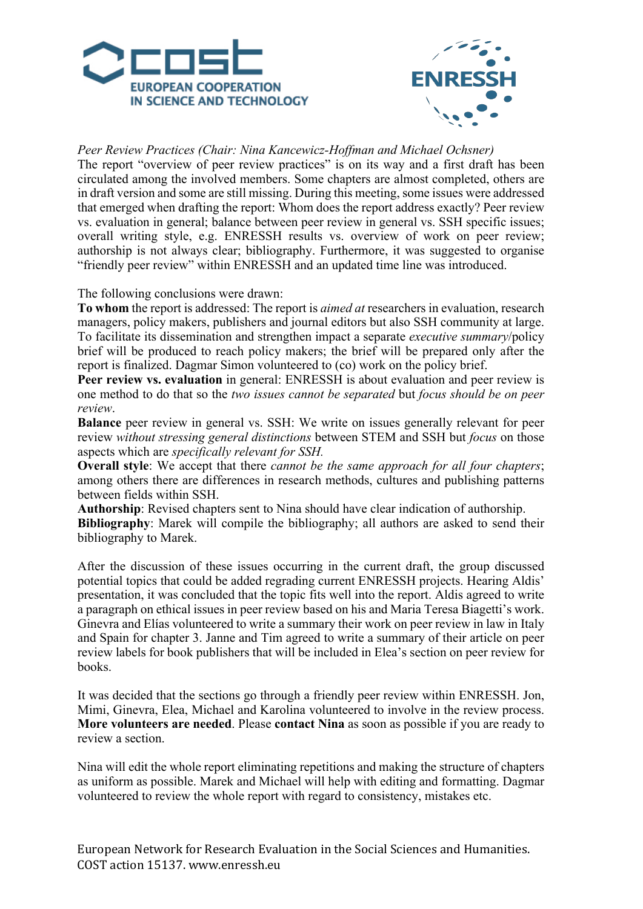*Peer Review Practices (Chair: Nina Kancewicz-Hoffman and Michael Ochsner)*

The report "overview of peer review practices" is on its way and a first draft has been circulated among the involved members. Some chapters are almost completed, others are in draft version and some are still missing. During this meeting, some issues were addressed that emerged when drafting the report: Whom does the report address exactly? Peer review vs. evaluation in general; balance between peer review in general vs. SSH specific issues; overall writing style, e.g. ENRESSH results vs. overview of work on peer review; authorship is not always clear; bibliography. Furthermore, it was suggested to organise "friendly peer review" within ENRESSH and an updated time line was introduced.

The following conclusions were drawn:

**To whom** the report is addressed: The report is *aimed at* researchers in evaluation, research managers, policy makers, publishers and journal editors but also SSH community at large. To facilitate its dissemination and strengthen impact a separate *executive summary*/policy brief will be produced to reach policy makers; the brief will be prepared only after the report is finalized. Dagmar Simon volunteered to (co) work on the policy brief.

**Peer review vs. evaluation** in general: ENRESSH is about evaluation and peer review is one method to do that so the *two issues cannot be separated* but *focus should be on peer review*.

**Balance** peer review in general vs. SSH: We write on issues generally relevant for peer review *without stressing general distinctions* between STEM and SSH but *focus* on those aspects which are *specifically relevant for SSH.*

**Overall style**: We accept that there *cannot be the same approach for all four chapters*; among others there are differences in research methods, cultures and publishing patterns between fields within SSH.

**Authorship**: Revised chapters sent to Nina should have clear indication of authorship.

**Bibliography**: Marek will compile the bibliography; all authors are asked to send their bibliography to Marek.

After the discussion of these issues occurring in the current draft, the group discussed potential topics that could be added regrading current ENRESSH projects. Hearing Aldis' presentation, it was concluded that the topic fits well into the report. Aldis agreed to write a paragraph on ethical issues in peer review based on his and Maria Teresa Biagetti's work. Ginevra and Elías volunteered to write a summary their work on peer review in law in Italy and Spain for chapter 3. Janne and Tim agreed to write a summary of their article on peer review labels for book publishers that will be included in Elea's section on peer review for books.

It was decided that the sections go through a friendly peer review within ENRESSH. Jon, Mimi, Ginevra, Elea, Michael and Karolina volunteered to involve in the review process. **More volunteers are needed**. Please **contact Nina** as soon as possible if you are ready to review a section.

Nina will edit the whole report eliminating repetitions and making the structure of chapters as uniform as possible. Marek and Michael will help with editing and formatting. Dagmar volunteered to review the whole report with regard to consistency, mistakes etc.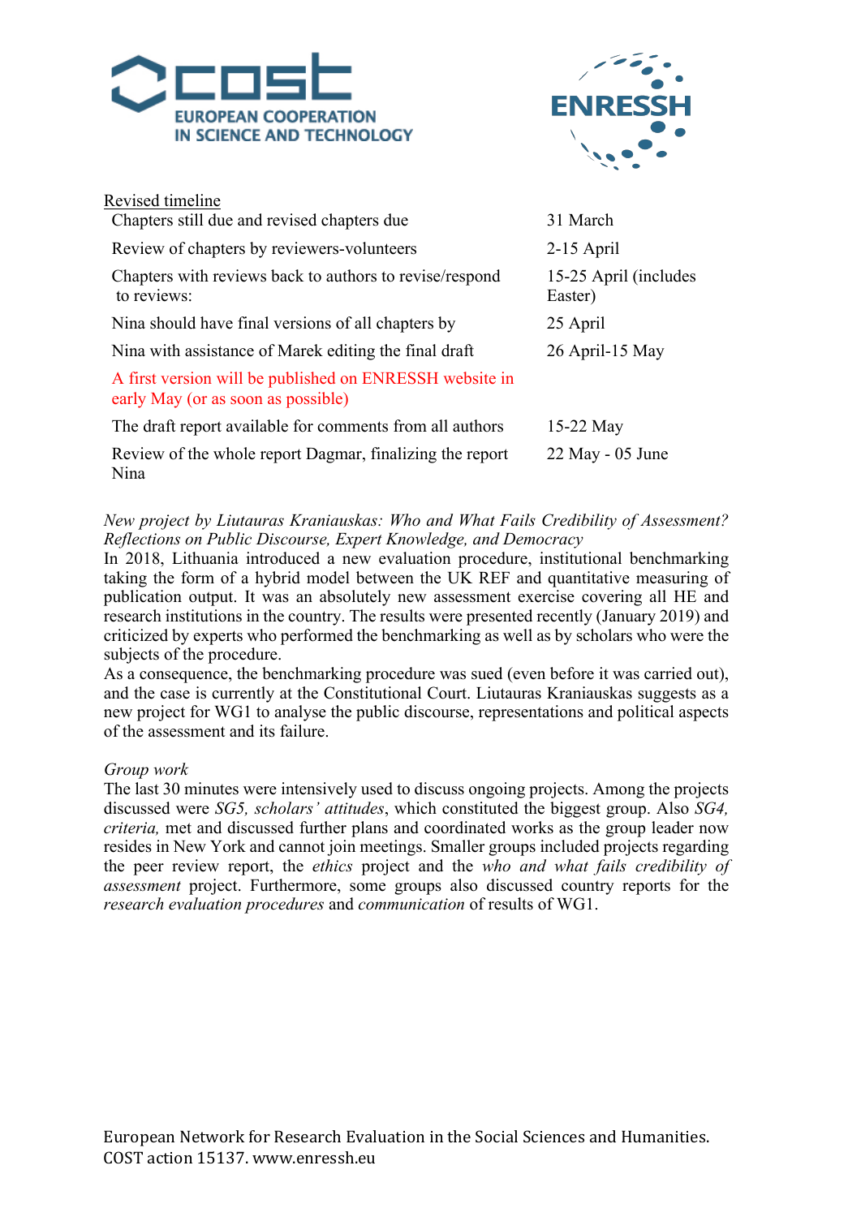<u>Revised timeline</u>

| | |
|---|---|
| Chapters still due and revised chapters due | 31 March |
| Review of chapters by reviewers-volunteers | 2-15 April |
| Chapters with reviews back to authors to revise/respond to reviews: | 15-25 April (includes Easter) |
| Nina should have final versions of all chapters by | 25 April |
| Nina with assistance of Marek editing the final draft | 26 April-15 May |
| A first version will be published on ENRESSH website in early May (or as soon as possible) | |
| The draft report available for comments from all authors | 15-22 May |
| Review of the whole report Dagmar, finalizing the report Nina | 22 May - 05 June |

*New project by Liutauras Kraniauskas: Who and What Fails Credibility of Assessment? Reflections on Public Discourse, Expert Knowledge, and Democracy*

In 2018, Lithuania introduced a new evaluation procedure, institutional benchmarking taking the form of a hybrid model between the UK REF and quantitative measuring of publication output. It was an absolutely new assessment exercise covering all HE and research institutions in the country. The results were presented recently (January 2019) and criticized by experts who performed the benchmarking as well as by scholars who were the subjects of the procedure.

As a consequence, the benchmarking procedure was sued (even before it was carried out), and the case is currently at the Constitutional Court. Liutauras Kraniauskas suggests as a new project for WG1 to analyse the public discourse, representations and political aspects of the assessment and its failure.

*Group work*

The last 30 minutes were intensively used to discuss ongoing projects. Among the projects discussed were *SG5, scholars' attitudes*, which constituted the biggest group. Also *SG4, criteria,* met and discussed further plans and coordinated works as the group leader now resides in New York and cannot join meetings. Smaller groups included projects regarding the peer review report, the *ethics* project and the *who and what fails credibility of assessment* project. Furthermore, some groups also discussed country reports for the *research evaluation procedures* and *communication* of results of WG1.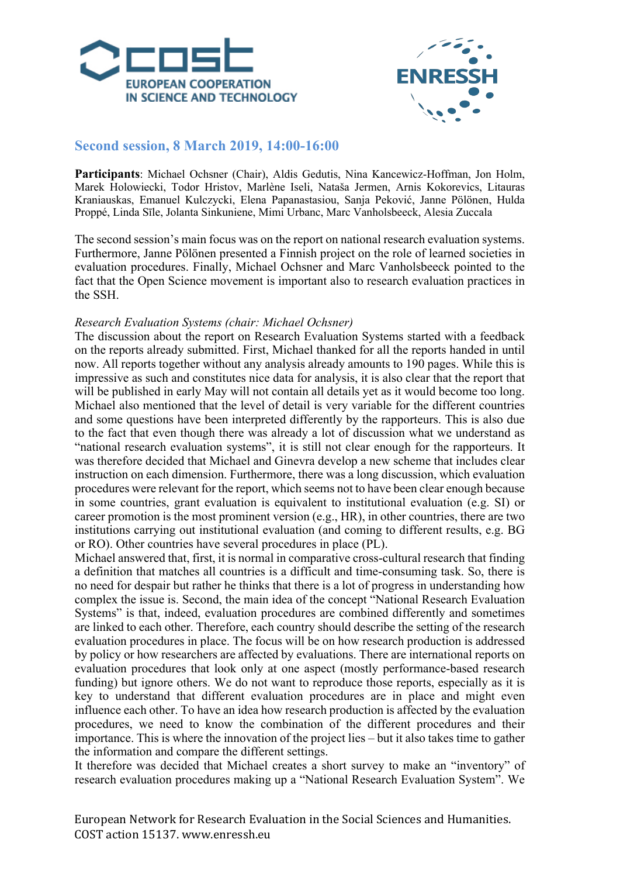## Second session, 8 March 2019, 14:00-16:00

**Participants**: Michael Ochsner (Chair), Aldis Gedutis, Nina Kancewicz-Hoffman, Jon Holm, Marek Holowiecki, Todor Hristov, Marlène Iseli, Nataša Jermen, Arnis Kokorevics, Litauras Kraniauskas, Emanuel Kulczycki, Elena Papanastasiou, Sanja Peković, Janne Pölönen, Hulda Proppé, Linda Sīle, Jolanta Sinkuniene, Mimi Urbanc, Marc Vanholsbeeck, Alesia Zuccala

The second session's main focus was on the report on national research evaluation systems. Furthermore, Janne Pölönen presented a Finnish project on the role of learned societies in evaluation procedures. Finally, Michael Ochsner and Marc Vanholsbeeck pointed to the fact that the Open Science movement is important also to research evaluation practices in the SSH.

*Research Evaluation Systems (chair: Michael Ochsner)*

The discussion about the report on Research Evaluation Systems started with a feedback on the reports already submitted. First, Michael thanked for all the reports handed in until now. All reports together without any analysis already amounts to 190 pages. While this is impressive as such and constitutes nice data for analysis, it is also clear that the report that will be published in early May will not contain all details yet as it would become too long. Michael also mentioned that the level of detail is very variable for the different countries and some questions have been interpreted differently by the rapporteurs. This is also due to the fact that even though there was already a lot of discussion what we understand as "national research evaluation systems", it is still not clear enough for the rapporteurs. It was therefore decided that Michael and Ginevra develop a new scheme that includes clear instruction on each dimension. Furthermore, there was a long discussion, which evaluation procedures were relevant for the report, which seems not to have been clear enough because in some countries, grant evaluation is equivalent to institutional evaluation (e.g. SI) or career promotion is the most prominent version (e.g., HR), in other countries, there are two institutions carrying out institutional evaluation (and coming to different results, e.g. BG or RO). Other countries have several procedures in place (PL).

Michael answered that, first, it is normal in comparative cross-cultural research that finding a definition that matches all countries is a difficult and time-consuming task. So, there is no need for despair but rather he thinks that there is a lot of progress in understanding how complex the issue is. Second, the main idea of the concept "National Research Evaluation Systems" is that, indeed, evaluation procedures are combined differently and sometimes are linked to each other. Therefore, each country should describe the setting of the research evaluation procedures in place. The focus will be on how research production is addressed by policy or how researchers are affected by evaluations. There are international reports on evaluation procedures that look only at one aspect (mostly performance-based research funding) but ignore others. We do not want to reproduce those reports, especially as it is key to understand that different evaluation procedures are in place and might even influence each other. To have an idea how research production is affected by the evaluation procedures, we need to know the combination of the different procedures and their importance. This is where the innovation of the project lies – but it also takes time to gather the information and compare the different settings.

It therefore was decided that Michael creates a short survey to make an "inventory" of research evaluation procedures making up a "National Research Evaluation System". We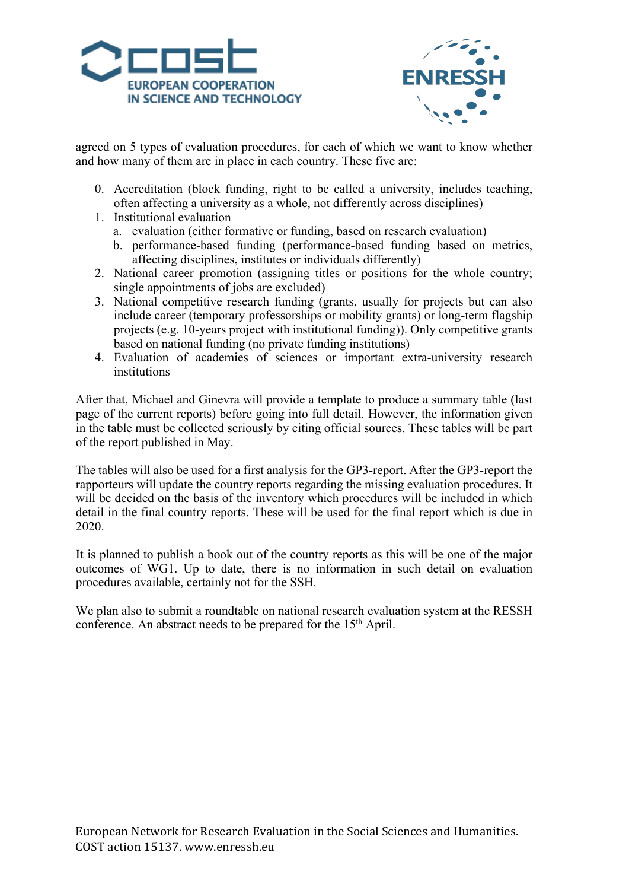agreed on 5 types of evaluation procedures, for each of which we want to know whether and how many of them are in place in each country. These five are:

0. Accreditation (block funding, right to be called a university, includes teaching, often affecting a university as a whole, not differently across disciplines)
1. Institutional evaluation
   a. evaluation (either formative or funding, based on research evaluation)
   b. performance-based funding (performance-based funding based on metrics, affecting disciplines, institutes or individuals differently)
2. National career promotion (assigning titles or positions for the whole country; single appointments of jobs are excluded)
3. National competitive research funding (grants, usually for projects but can also include career (temporary professorships or mobility grants) or long-term flagship projects (e.g. 10-years project with institutional funding)). Only competitive grants based on national funding (no private funding institutions)
4. Evaluation of academies of sciences or important extra-university research institutions

After that, Michael and Ginevra will provide a template to produce a summary table (last page of the current reports) before going into full detail. However, the information given in the table must be collected seriously by citing official sources. These tables will be part of the report published in May.

The tables will also be used for a first analysis for the GP3-report. After the GP3-report the rapporteurs will update the country reports regarding the missing evaluation procedures. It will be decided on the basis of the inventory which procedures will be included in which detail in the final country reports. These will be used for the final report which is due in 2020.

It is planned to publish a book out of the country reports as this will be one of the major outcomes of WG1. Up to date, there is no information in such detail on evaluation procedures available, certainly not for the SSH.

We plan also to submit a roundtable on national research evaluation system at the RESSH conference. An abstract needs to be prepared for the 15th April.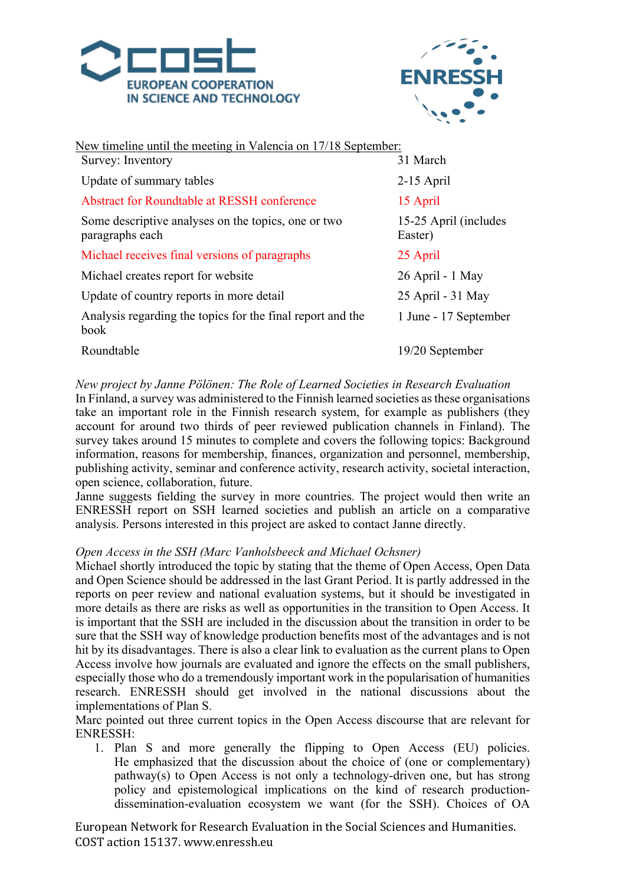New timeline until the meeting in Valencia on 17/18 September:

| | |
|---|---|
| Survey: Inventory | 31 March |
| Update of summary tables | 2-15 April |
| Abstract for Roundtable at RESSH conference | 15 April |
| Some descriptive analyses on the topics, one or two paragraphs each | 15-25 April (includes Easter) |
| Michael receives final versions of paragraphs | 25 April |
| Michael creates report for website | 26 April - 1 May |
| Update of country reports in more detail | 25 April - 31 May |
| Analysis regarding the topics for the final report and the book | 1 June - 17 September |
| Roundtable | 19/20 September |

*New project by Janne Pölönen: The Role of Learned Societies in Research Evaluation*
In Finland, a survey was administered to the Finnish learned societies as these organisations take an important role in the Finnish research system, for example as publishers (they account for around two thirds of peer reviewed publication channels in Finland). The survey takes around 15 minutes to complete and covers the following topics: Background information, reasons for membership, finances, organization and personnel, membership, publishing activity, seminar and conference activity, research activity, societal interaction, open science, collaboration, future.
Janne suggests fielding the survey in more countries. The project would then write an ENRESSH report on SSH learned societies and publish an article on a comparative analysis. Persons interested in this project are asked to contact Janne directly.

*Open Access in the SSH (Marc Vanholsbeeck and Michael Ochsner)*
Michael shortly introduced the topic by stating that the theme of Open Access, Open Data and Open Science should be addressed in the last Grant Period. It is partly addressed in the reports on peer review and national evaluation systems, but it should be investigated in more details as there are risks as well as opportunities in the transition to Open Access. It is important that the SSH are included in the discussion about the transition in order to be sure that the SSH way of knowledge production benefits most of the advantages and is not hit by its disadvantages. There is also a clear link to evaluation as the current plans to Open Access involve how journals are evaluated and ignore the effects on the small publishers, especially those who do a tremendously important work in the popularisation of humanities research. ENRESSH should get involved in the national discussions about the implementations of Plan S.
Marc pointed out three current topics in the Open Access discourse that are relevant for ENRESSH:

1. Plan S and more generally the flipping to Open Access (EU) policies. He emphasized that the discussion about the choice of (one or complementary) pathway(s) to Open Access is not only a technology-driven one, but has strong policy and epistemological implications on the kind of research production-dissemination-evaluation ecosystem we want (for the SSH). Choices of OA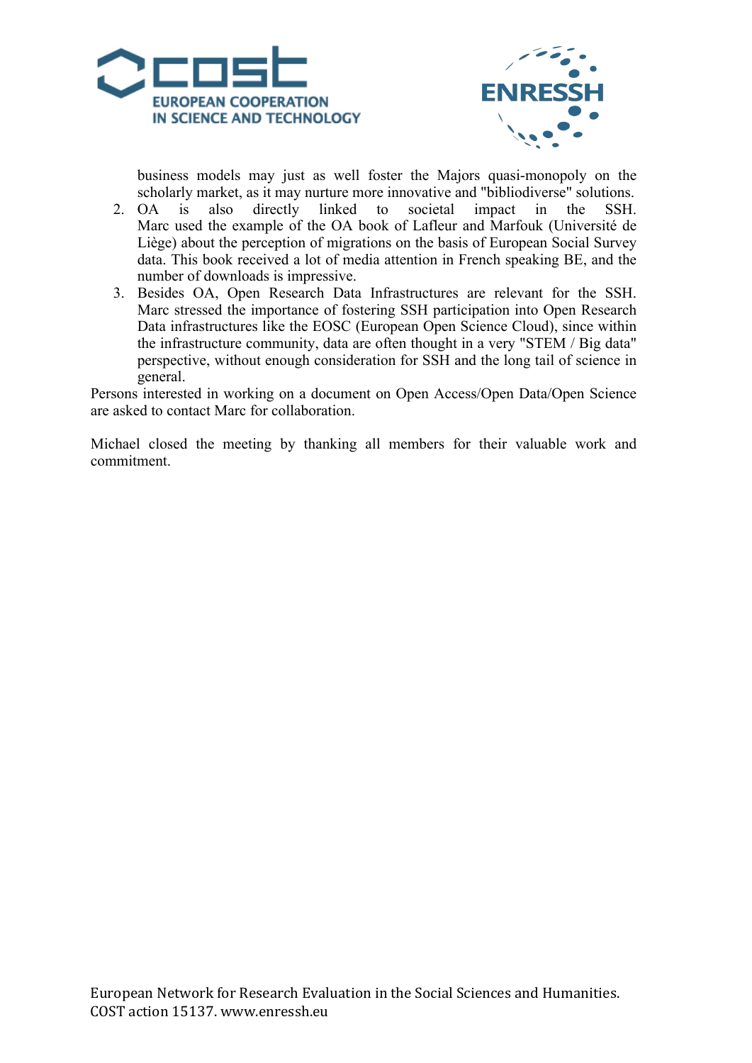business models may just as well foster the Majors quasi-monopoly on the scholarly market, as it may nurture more innovative and "bibliodiverse" solutions.

2. OA is also directly linked to societal impact in the SSH. Marc used the example of the OA book of Lafleur and Marfouk (Université de Liège) about the perception of migrations on the basis of European Social Survey data. This book received a lot of media attention in French speaking BE, and the number of downloads is impressive.
3. Besides OA, Open Research Data Infrastructures are relevant for the SSH. Marc stressed the importance of fostering SSH participation into Open Research Data infrastructures like the EOSC (European Open Science Cloud), since within the infrastructure community, data are often thought in a very "STEM / Big data" perspective, without enough consideration for SSH and the long tail of science in general.

Persons interested in working on a document on Open Access/Open Data/Open Science are asked to contact Marc for collaboration.

Michael closed the meeting by thanking all members for their valuable work and commitment.